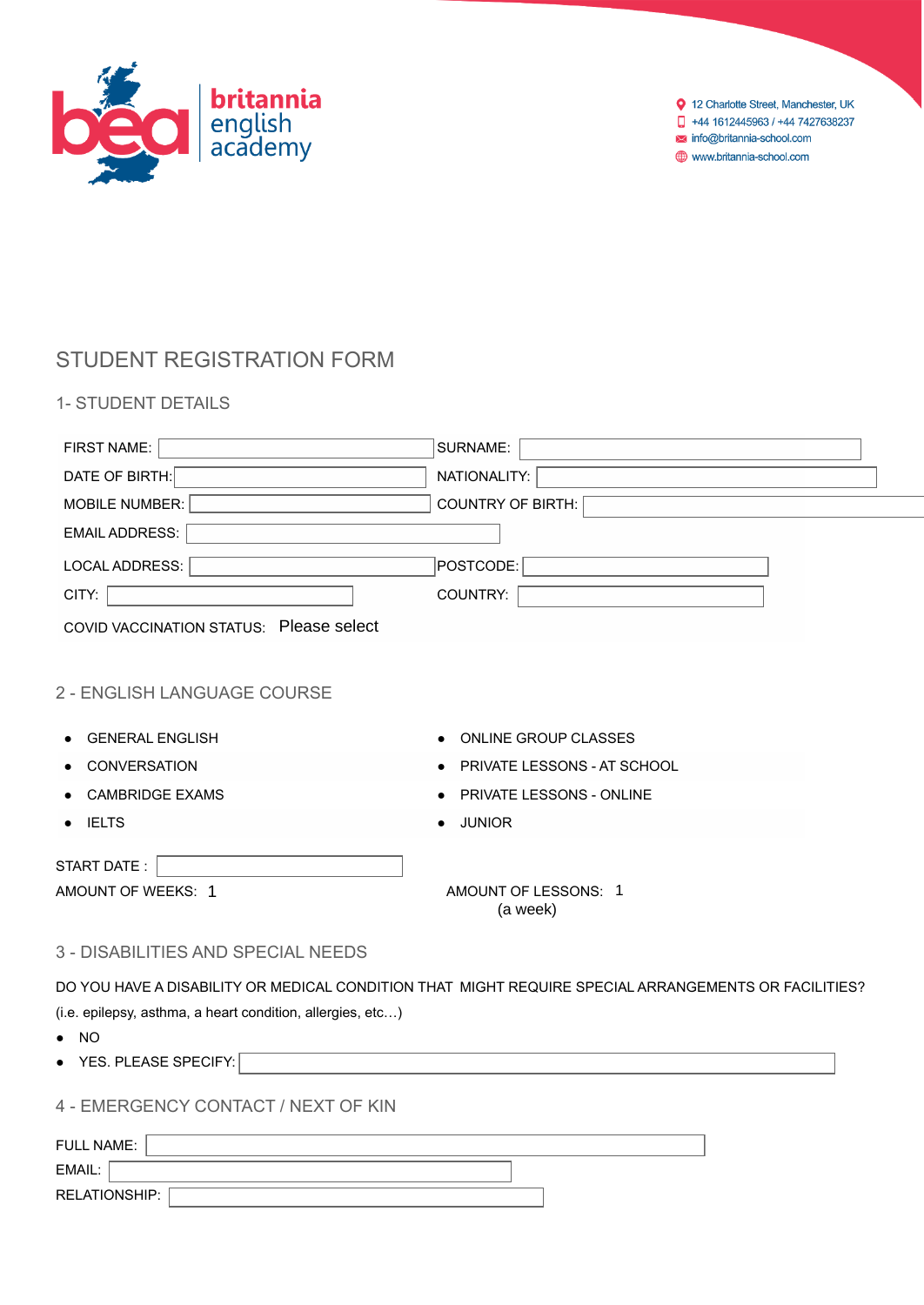britannia english academy

12 Charlotte Street, Manchester, UK
+44 1612445963 / +44 7427638237
info@britannia-school.com
www.britannia-school.com

# STUDENT REGISTRATION FORM

## 1- STUDENT DETAILS

FIRST NAME: ______ SURNAME: ______

DATE OF BIRTH: ______ NATIONALITY: ______

MOBILE NUMBER: ______ COUNTRY OF BIRTH: ______

EMAIL ADDRESS: ______

LOCAL ADDRESS: ______ POSTCODE: ______

CITY: ______ COUNTRY: ______

COVID VACCINATION STATUS: Please select

## 2 - ENGLISH LANGUAGE COURSE

- GENERAL ENGLISH
- CONVERSATION
- CAMBRIDGE EXAMS
- IELTS
- ONLINE GROUP CLASSES
- PRIVATE LESSONS - AT SCHOOL
- PRIVATE LESSONS - ONLINE
- JUNIOR

START DATE : ______

AMOUNT OF WEEKS: 1

AMOUNT OF LESSONS: 1 (a week)

## 3 - DISABILITIES AND SPECIAL NEEDS

DO YOU HAVE A DISABILITY OR MEDICAL CONDITION THAT MIGHT REQUIRE SPECIAL ARRANGEMENTS OR FACILITIES? (i.e. epilepsy, asthma, a heart condition, allergies, etc…)

- NO
- YES. PLEASE SPECIFY: ______

## 4 - EMERGENCY CONTACT / NEXT OF KIN

FULL NAME: ______

EMAIL: ______

RELATIONSHIP: ______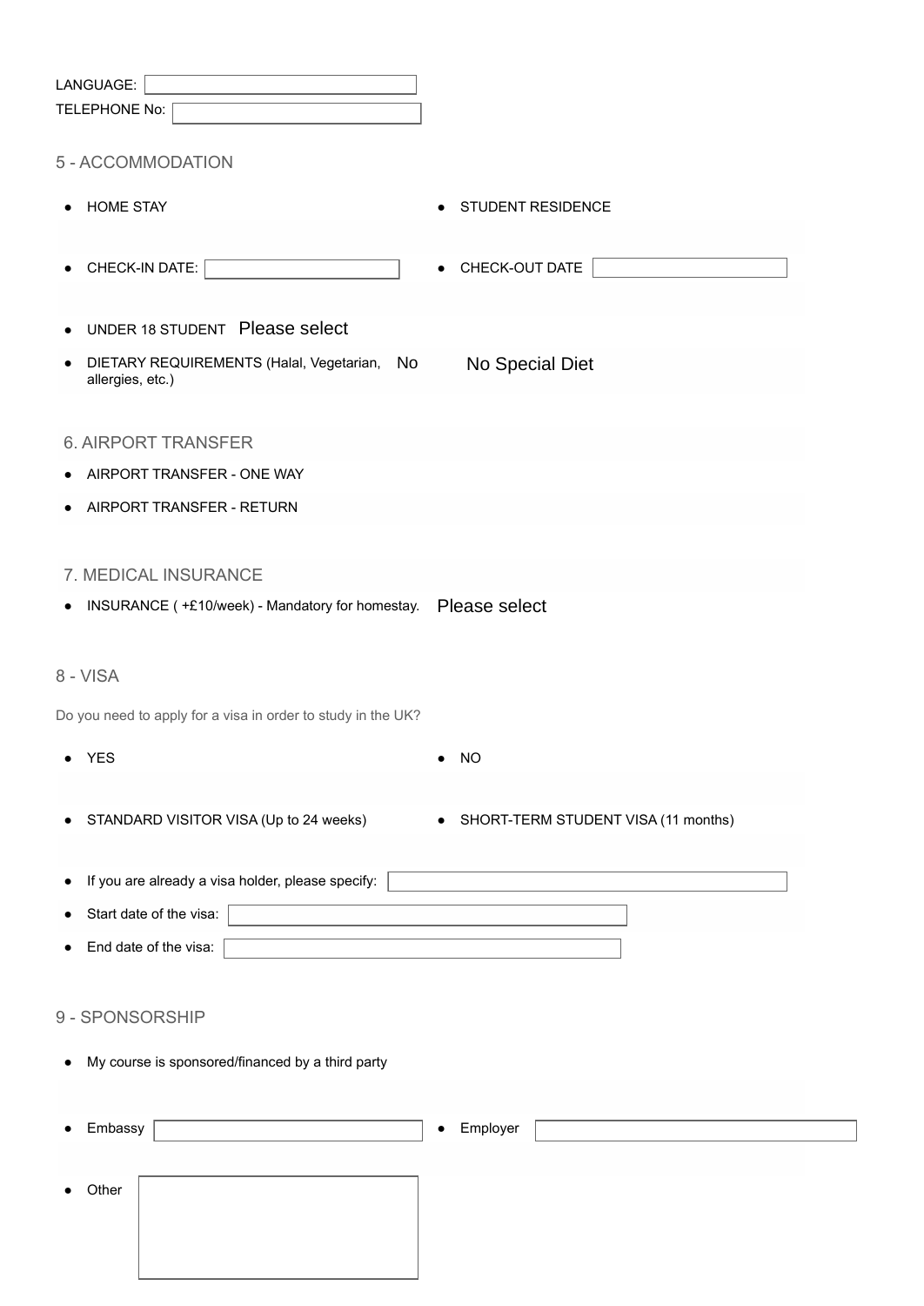LANGUAGE:

TELEPHONE No:

## 5 - ACCOMMODATION

- HOME STAY
- STUDENT RESIDENCE
- CHECK-IN DATE:
- CHECK-OUT DATE
- UNDER 18 STUDENT Please select
- DIETARY REQUIREMENTS (Halal, Vegetarian, allergies, etc.) No No Special Diet

## 6. AIRPORT TRANSFER

- AIRPORT TRANSFER - ONE WAY
- AIRPORT TRANSFER - RETURN

## 7. MEDICAL INSURANCE

- INSURANCE ( +£10/week) - Mandatory for homestay. Please select

## 8 - VISA

Do you need to apply for a visa in order to study in the UK?

- YES
- NO
- STANDARD VISITOR VISA (Up to 24 weeks)
- SHORT-TERM STUDENT VISA (11 months)
- If you are already a visa holder, please specify:
- Start date of the visa:
- End date of the visa:

## 9 - SPONSORSHIP

- My course is sponsored/financed by a third party
- Embassy
- Employer
- Other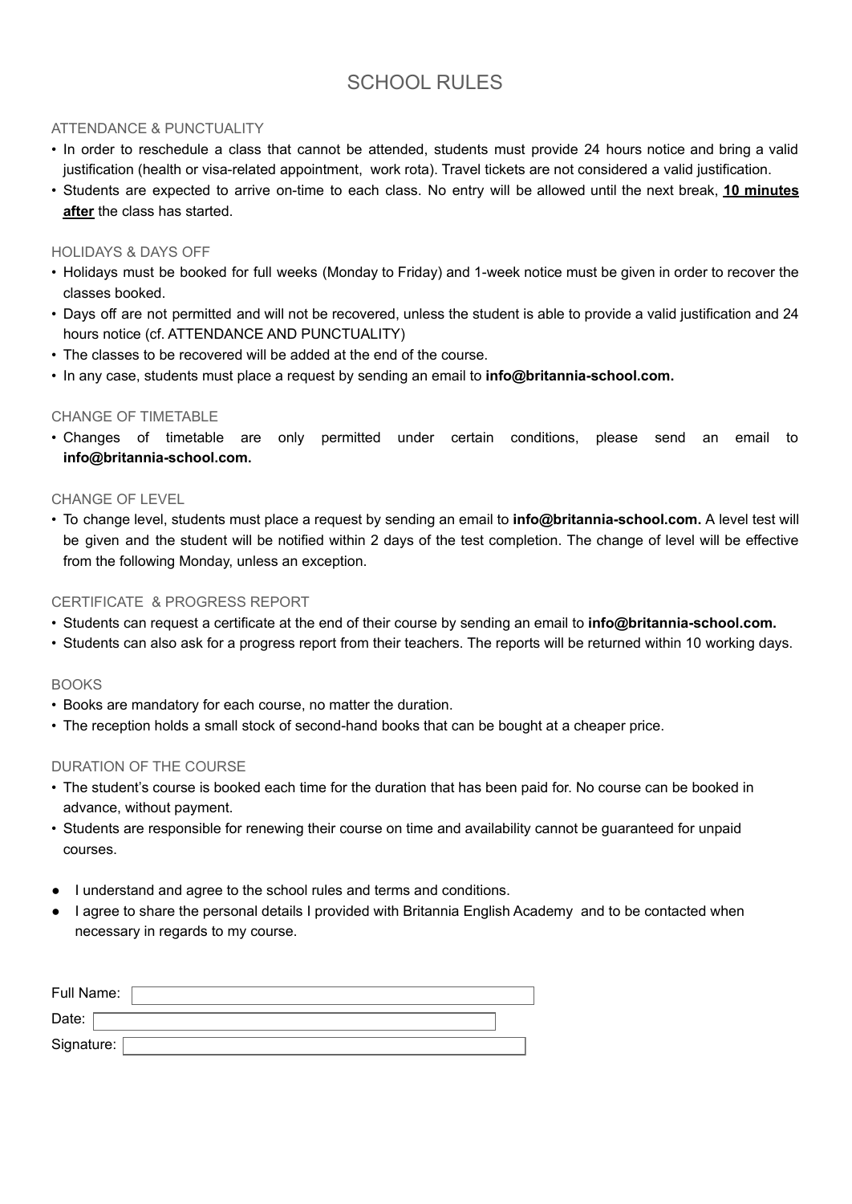# SCHOOL RULES

## ATTENDANCE & PUNCTUALITY

- In order to reschedule a class that cannot be attended, students must provide 24 hours notice and bring a valid justification (health or visa-related appointment, work rota). Travel tickets are not considered a valid justification.
- Students are expected to arrive on-time to each class. No entry will be allowed until the next break, **<u>10 minutes after</u>** the class has started.

## HOLIDAYS & DAYS OFF

- Holidays must be booked for full weeks (Monday to Friday) and 1-week notice must be given in order to recover the classes booked.
- Days off are not permitted and will not be recovered, unless the student is able to provide a valid justification and 24 hours notice (cf. ATTENDANCE AND PUNCTUALITY)
- The classes to be recovered will be added at the end of the course.
- In any case, students must place a request by sending an email to **info@britannia-school.com.**

## CHANGE OF TIMETABLE

- Changes of timetable are only permitted under certain conditions, please send an email to **info@britannia-school.com.**

## CHANGE OF LEVEL

- To change level, students must place a request by sending an email to **info@britannia-school.com.** A level test will be given and the student will be notified within 2 days of the test completion. The change of level will be effective from the following Monday, unless an exception.

## CERTIFICATE & PROGRESS REPORT

- Students can request a certificate at the end of their course by sending an email to **info@britannia-school.com.**
- Students can also ask for a progress report from their teachers. The reports will be returned within 10 working days.

## BOOKS

- Books are mandatory for each course, no matter the duration.
- The reception holds a small stock of second-hand books that can be bought at a cheaper price.

## DURATION OF THE COURSE

- The student's course is booked each time for the duration that has been paid for. No course can be booked in advance, without payment.
- Students are responsible for renewing their course on time and availability cannot be guaranteed for unpaid courses.

- I understand and agree to the school rules and terms and conditions.
- I agree to share the personal details I provided with Britannia English Academy and to be contacted when necessary in regards to my course.

Full Name: ______________________

Date: ______________________

Signature: ______________________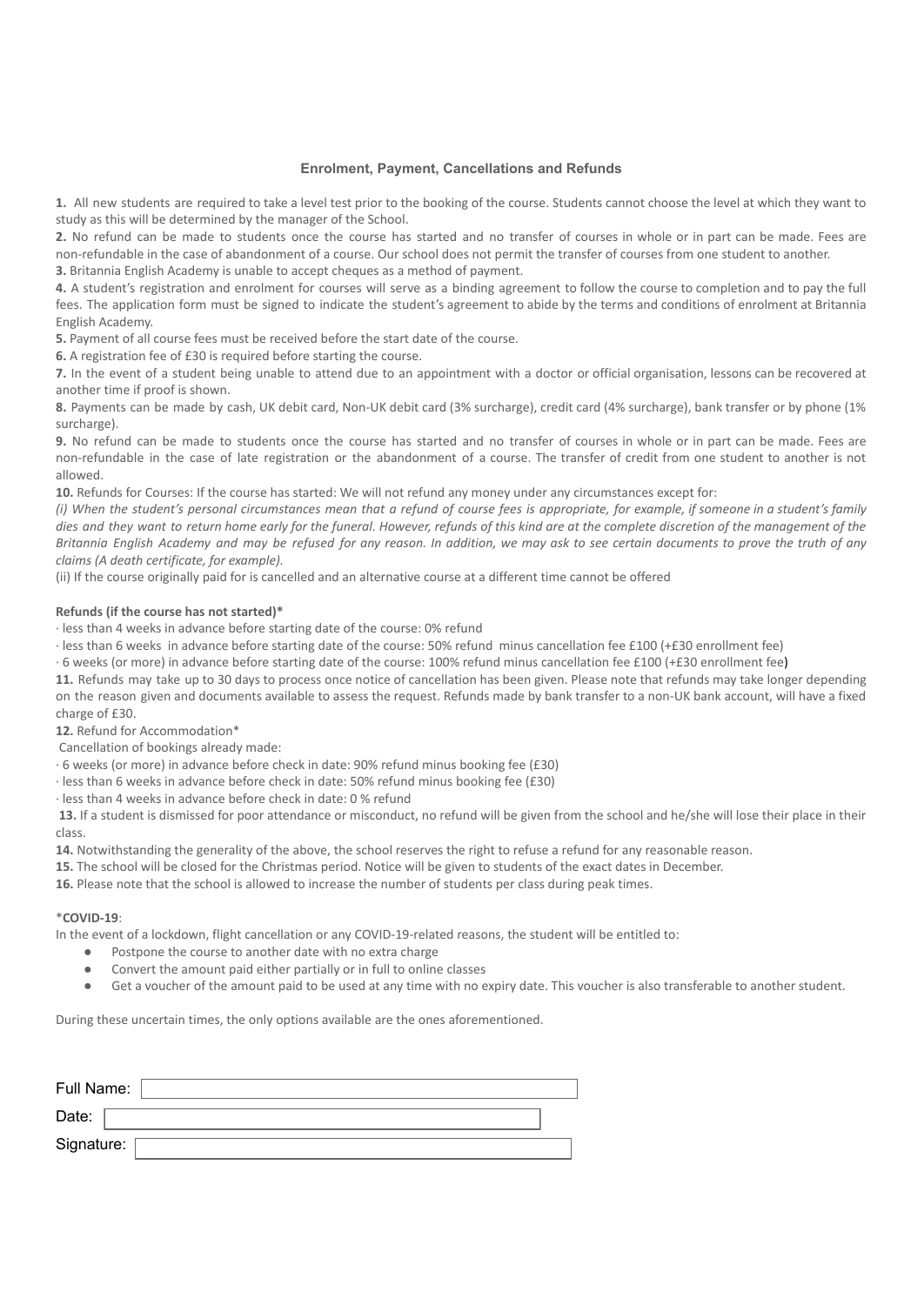## Enrolment, Payment, Cancellations and Refunds

**1.** All new students are required to take a level test prior to the booking of the course. Students cannot choose the level at which they want to study as this will be determined by the manager of the School.

**2.** No refund can be made to students once the course has started and no transfer of courses in whole or in part can be made. Fees are non-refundable in the case of abandonment of a course. Our school does not permit the transfer of courses from one student to another.

**3.** Britannia English Academy is unable to accept cheques as a method of payment.

**4.** A student's registration and enrolment for courses will serve as a binding agreement to follow the course to completion and to pay the full fees. The application form must be signed to indicate the student's agreement to abide by the terms and conditions of enrolment at Britannia English Academy.

**5.** Payment of all course fees must be received before the start date of the course.

**6.** A registration fee of £30 is required before starting the course.

**7.** In the event of a student being unable to attend due to an appointment with a doctor or official organisation, lessons can be recovered at another time if proof is shown.

**8.** Payments can be made by cash, UK debit card, Non-UK debit card (3% surcharge), credit card (4% surcharge), bank transfer or by phone (1% surcharge).

**9.** No refund can be made to students once the course has started and no transfer of courses in whole or in part can be made. Fees are non-refundable in the case of late registration or the abandonment of a course. The transfer of credit from one student to another is not allowed.

**10.** Refunds for Courses: If the course has started: We will not refund any money under any circumstances except for:

*(i) When the student's personal circumstances mean that a refund of course fees is appropriate, for example, if someone in a student's family dies and they want to return home early for the funeral. However, refunds of this kind are at the complete discretion of the management of the Britannia English Academy and may be refused for any reason. In addition, we may ask to see certain documents to prove the truth of any claims (A death certificate, for example).*

(ii) If the course originally paid for is cancelled and an alternative course at a different time cannot be offered

**Refunds (if the course has not started)***

· less than 4 weeks in advance before starting date of the course: 0% refund

· less than 6 weeks in advance before starting date of the course: 50% refund minus cancellation fee £100 (+£30 enrollment fee)

· 6 weeks (or more) in advance before starting date of the course: 100% refund minus cancellation fee £100 (+£30 enrollment fee)

**11.** Refunds may take up to 30 days to process once notice of cancellation has been given. Please note that refunds may take longer depending on the reason given and documents available to assess the request. Refunds made by bank transfer to a non-UK bank account, will have a fixed charge of £30.

**12.** Refund for Accommodation*

Cancellation of bookings already made:

· 6 weeks (or more) in advance before check in date: 90% refund minus booking fee (£30)

· less than 6 weeks in advance before check in date: 50% refund minus booking fee (£30)

· less than 4 weeks in advance before check in date: 0 % refund

**13.** If a student is dismissed for poor attendance or misconduct, no refund will be given from the school and he/she will lose their place in their class.

**14.** Notwithstanding the generality of the above, the school reserves the right to refuse a refund for any reasonable reason.

**15.** The school will be closed for the Christmas period. Notice will be given to students of the exact dates in December.

**16.** Please note that the school is allowed to increase the number of students per class during peak times.

***COVID-19**:

In the event of a lockdown, flight cancellation or any COVID-19-related reasons, the student will be entitled to:

- Postpone the course to another date with no extra charge
- Convert the amount paid either partially or in full to online classes
- Get a voucher of the amount paid to be used at any time with no expiry date. This voucher is also transferable to another student.

During these uncertain times, the only options available are the ones aforementioned.

Full Name: ____________________

Date: ____________________

Signature: ____________________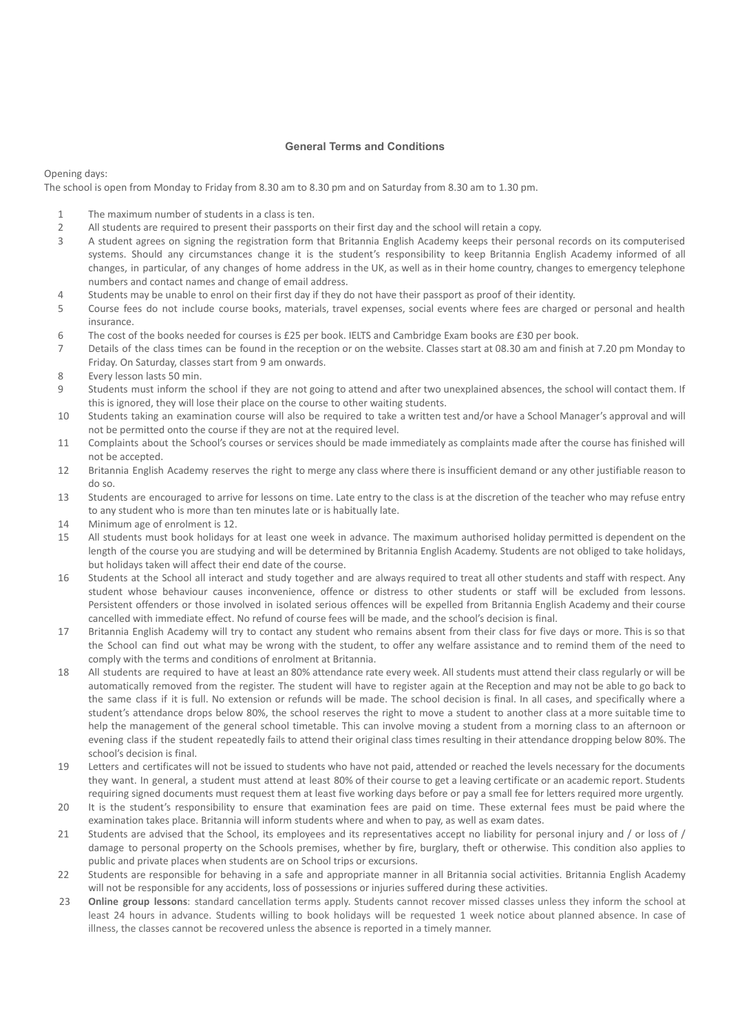### General Terms and Conditions

Opening days:
The school is open from Monday to Friday from 8.30 am to 8.30 pm and on Saturday from 8.30 am to 1.30 pm.

1. The maximum number of students in a class is ten.
2. All students are required to present their passports on their first day and the school will retain a copy.
3. A student agrees on signing the registration form that Britannia English Academy keeps their personal records on its computerised systems. Should any circumstances change it is the student's responsibility to keep Britannia English Academy informed of all changes, in particular, of any changes of home address in the UK, as well as in their home country, changes to emergency telephone numbers and contact names and change of email address.
4. Students may be unable to enrol on their first day if they do not have their passport as proof of their identity.
5. Course fees do not include course books, materials, travel expenses, social events where fees are charged or personal and health insurance.
6. The cost of the books needed for courses is £25 per book. IELTS and Cambridge Exam books are £30 per book.
7. Details of the class times can be found in the reception or on the website. Classes start at 08.30 am and finish at 7.20 pm Monday to Friday. On Saturday, classes start from 9 am onwards.
8. Every lesson lasts 50 min.
9. Students must inform the school if they are not going to attend and after two unexplained absences, the school will contact them. If this is ignored, they will lose their place on the course to other waiting students.
10. Students taking an examination course will also be required to take a written test and/or have a School Manager's approval and will not be permitted onto the course if they are not at the required level.
11. Complaints about the School's courses or services should be made immediately as complaints made after the course has finished will not be accepted.
12. Britannia English Academy reserves the right to merge any class where there is insufficient demand or any other justifiable reason to do so.
13. Students are encouraged to arrive for lessons on time. Late entry to the class is at the discretion of the teacher who may refuse entry to any student who is more than ten minutes late or is habitually late.
14. Minimum age of enrolment is 12.
15. All students must book holidays for at least one week in advance. The maximum authorised holiday permitted is dependent on the length of the course you are studying and will be determined by Britannia English Academy. Students are not obliged to take holidays, but holidays taken will affect their end date of the course.
16. Students at the School all interact and study together and are always required to treat all other students and staff with respect. Any student whose behaviour causes inconvenience, offence or distress to other students or staff will be excluded from lessons. Persistent offenders or those involved in isolated serious offences will be expelled from Britannia English Academy and their course cancelled with immediate effect. No refund of course fees will be made, and the school's decision is final.
17. Britannia English Academy will try to contact any student who remains absent from their class for five days or more. This is so that the School can find out what may be wrong with the student, to offer any welfare assistance and to remind them of the need to comply with the terms and conditions of enrolment at Britannia.
18. All students are required to have at least an 80% attendance rate every week. All students must attend their class regularly or will be automatically removed from the register. The student will have to register again at the Reception and may not be able to go back to the same class if it is full. No extension or refunds will be made. The school decision is final. In all cases, and specifically where a student's attendance drops below 80%, the school reserves the right to move a student to another class at a more suitable time to help the management of the general school timetable. This can involve moving a student from a morning class to an afternoon or evening class if the student repeatedly fails to attend their original class times resulting in their attendance dropping below 80%. The school's decision is final.
19. Letters and certificates will not be issued to students who have not paid, attended or reached the levels necessary for the documents they want. In general, a student must attend at least 80% of their course to get a leaving certificate or an academic report. Students requiring signed documents must request them at least five working days before or pay a small fee for letters required more urgently.
20. It is the student's responsibility to ensure that examination fees are paid on time. These external fees must be paid where the examination takes place. Britannia will inform students where and when to pay, as well as exam dates.
21. Students are advised that the School, its employees and its representatives accept no liability for personal injury and / or loss of / damage to personal property on the Schools premises, whether by fire, burglary, theft or otherwise. This condition also applies to public and private places when students are on School trips or excursions.
22. Students are responsible for behaving in a safe and appropriate manner in all Britannia social activities. Britannia English Academy will not be responsible for any accidents, loss of possessions or injuries suffered during these activities.
23. **Online group lessons**: standard cancellation terms apply. Students cannot recover missed classes unless they inform the school at least 24 hours in advance. Students willing to book holidays will be requested 1 week notice about planned absence. In case of illness, the classes cannot be recovered unless the absence is reported in a timely manner.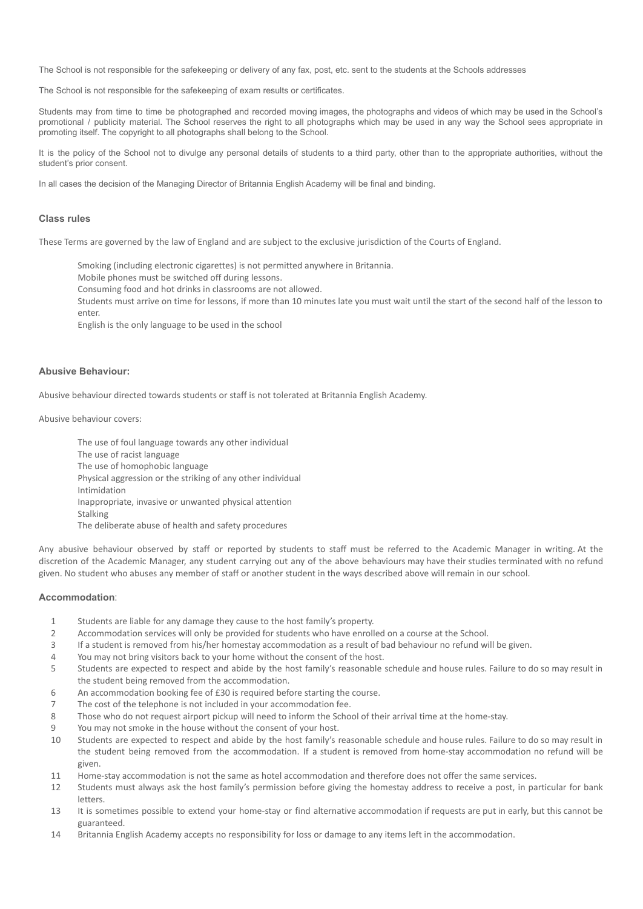The School is not responsible for the safekeeping or delivery of any fax, post, etc. sent to the students at the Schools addresses

The School is not responsible for the safekeeping of exam results or certificates.

Students may from time to time be photographed and recorded moving images, the photographs and videos of which may be used in the School's promotional / publicity material. The School reserves the right to all photographs which may be used in any way the School sees appropriate in promoting itself. The copyright to all photographs shall belong to the School.

It is the policy of the School not to divulge any personal details of students to a third party, other than to the appropriate authorities, without the student's prior consent.

In all cases the decision of the Managing Director of Britannia English Academy will be final and binding.

### Class rules

These Terms are governed by the law of England and are subject to the exclusive jurisdiction of the Courts of England.

- Smoking (including electronic cigarettes) is not permitted anywhere in Britannia.
- Mobile phones must be switched off during lessons.
- Consuming food and hot drinks in classrooms are not allowed.
- Students must arrive on time for lessons, if more than 10 minutes late you must wait until the start of the second half of the lesson to enter.
- English is the only language to be used in the school

### Abusive Behaviour:

Abusive behaviour directed towards students or staff is not tolerated at Britannia English Academy.

Abusive behaviour covers:

- The use of foul language towards any other individual
- The use of racist language
- The use of homophobic language
- Physical aggression or the striking of any other individual
- Intimidation
- Inappropriate, invasive or unwanted physical attention
- Stalking
- The deliberate abuse of health and safety procedures

Any abusive behaviour observed by staff or reported by students to staff must be referred to the Academic Manager in writing. At the discretion of the Academic Manager, any student carrying out any of the above behaviours may have their studies terminated with no refund given. No student who abuses any member of staff or another student in the ways described above will remain in our school.

### Accommodation:

1. Students are liable for any damage they cause to the host family's property.
2. Accommodation services will only be provided for students who have enrolled on a course at the School.
3. If a student is removed from his/her homestay accommodation as a result of bad behaviour no refund will be given.
4. You may not bring visitors back to your home without the consent of the host.
5. Students are expected to respect and abide by the host family's reasonable schedule and house rules. Failure to do so may result in the student being removed from the accommodation.
6. An accommodation booking fee of £30 is required before starting the course.
7. The cost of the telephone is not included in your accommodation fee.
8. Those who do not request airport pickup will need to inform the School of their arrival time at the home-stay.
9. You may not smoke in the house without the consent of your host.
10. Students are expected to respect and abide by the host family's reasonable schedule and house rules. Failure to do so may result in the student being removed from the accommodation. If a student is removed from home-stay accommodation no refund will be given.
11. Home-stay accommodation is not the same as hotel accommodation and therefore does not offer the same services.
12. Students must always ask the host family's permission before giving the homestay address to receive a post, in particular for bank letters.
13. It is sometimes possible to extend your home-stay or find alternative accommodation if requests are put in early, but this cannot be guaranteed.
14. Britannia English Academy accepts no responsibility for loss or damage to any items left in the accommodation.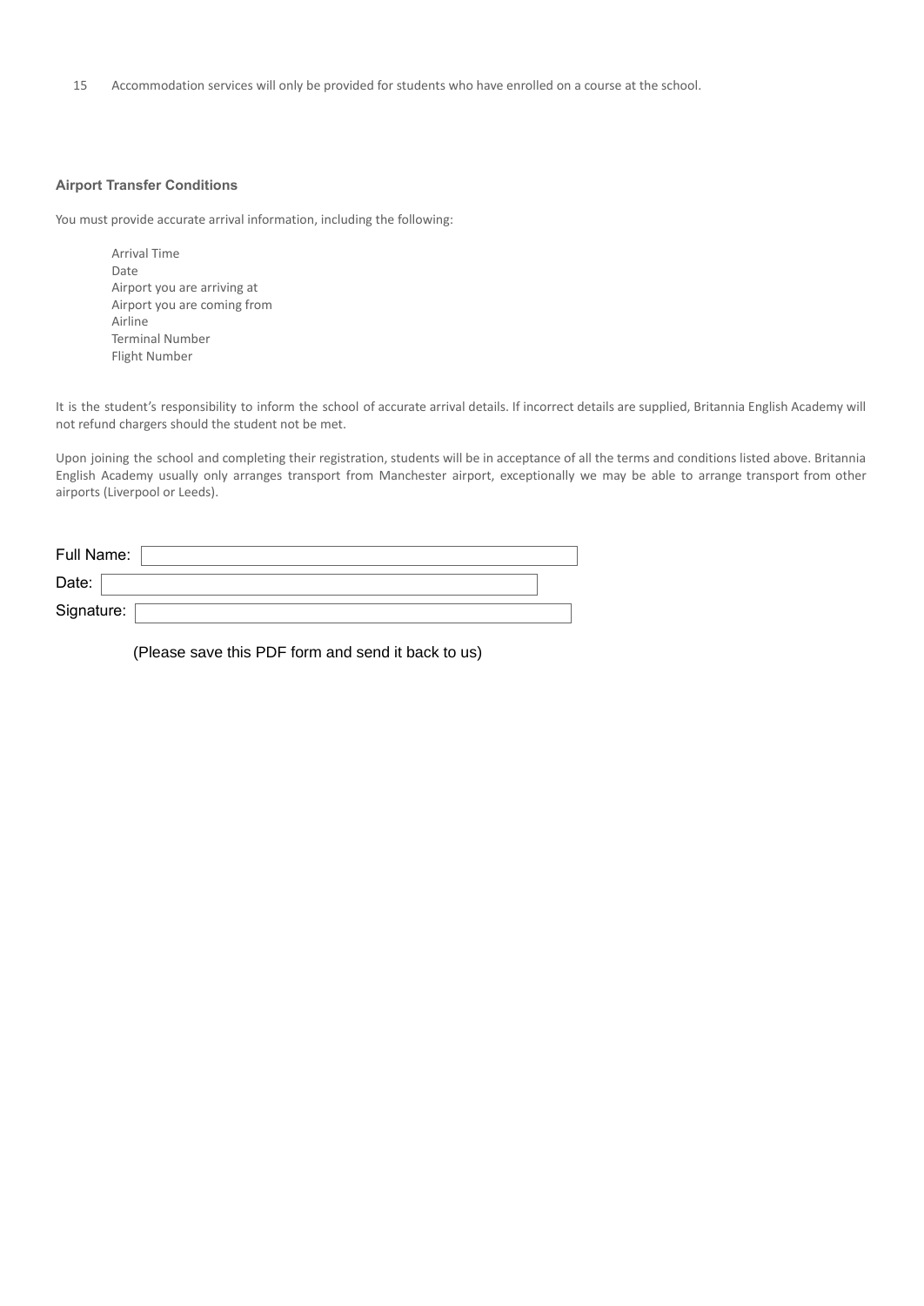15 Accommodation services will only be provided for students who have enrolled on a course at the school.

**Airport Transfer Conditions**

You must provide accurate arrival information, including the following:

- Arrival Time
- Date
- Airport you are arriving at
- Airport you are coming from
- Airline
- Terminal Number
- Flight Number

It is the student's responsibility to inform the school of accurate arrival details. If incorrect details are supplied, Britannia English Academy will not refund chargers should the student not be met.

Upon joining the school and completing their registration, students will be in acceptance of all the terms and conditions listed above. Britannia English Academy usually only arranges transport from Manchester airport, exceptionally we may be able to arrange transport from other airports (Liverpool or Leeds).

Full Name: ____________________

Date: ____________________

Signature: ____________________

(Please save this PDF form and send it back to us)